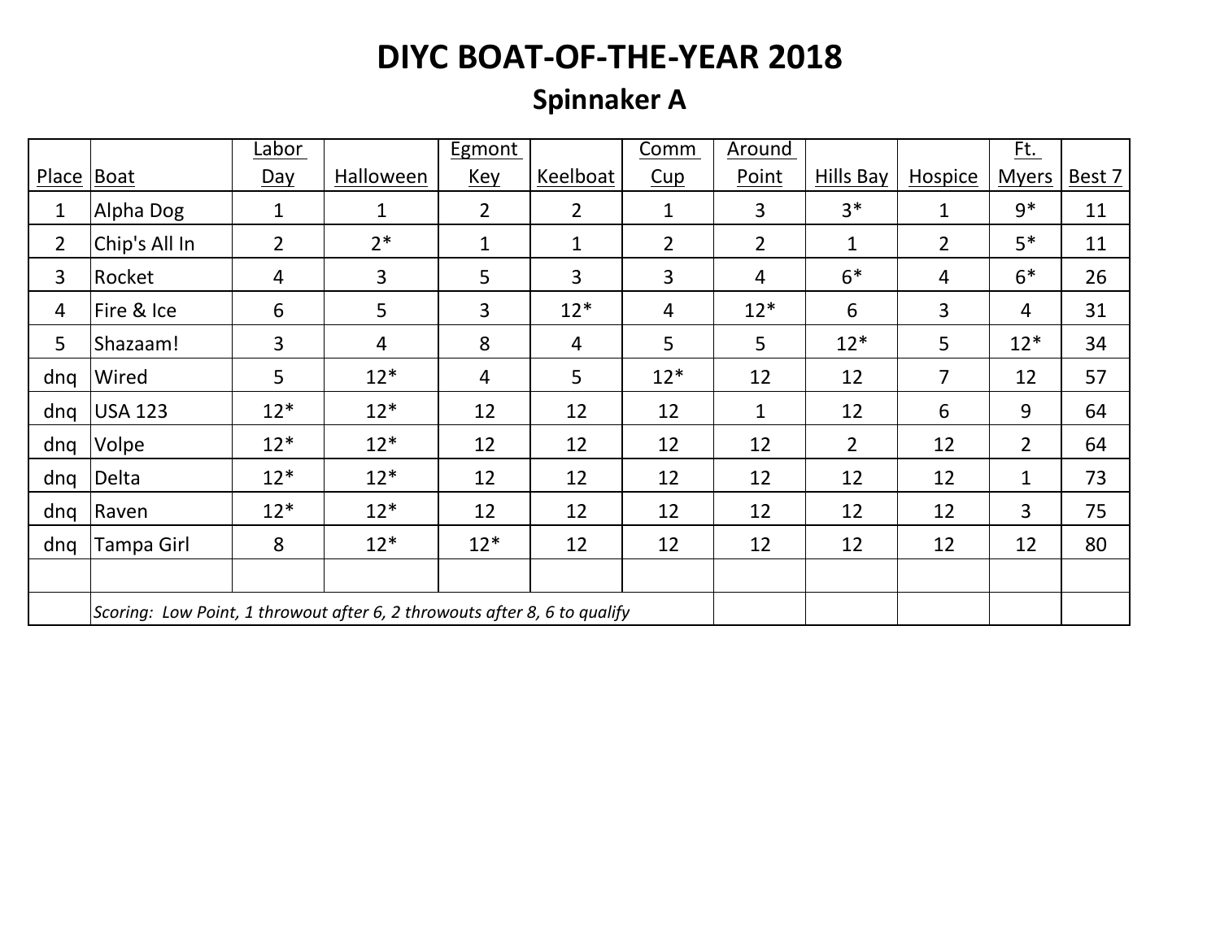# DIYC BOAT-OF-THE-YEAR 2018

## Spinnaker A

| Place | Boat | Labor Day | Halloween | Egmont Key | Keelboat | Comm Cup | Around Point | Hills Bay | Hospice | Ft. Myers | Best 7 |
|---|---|---|---|---|---|---|---|---|---|---|---|
| 1 | Alpha Dog | 1 | 1 | 2 | 2 | 1 | 3 | 3* | 1 | 9* | 11 |
| 2 | Chip's All In | 2 | 2* | 1 | 1 | 2 | 2 | 1 | 2 | 5* | 11 |
| 3 | Rocket | 4 | 3 | 5 | 3 | 3 | 4 | 6* | 4 | 6* | 26 |
| 4 | Fire & Ice | 6 | 5 | 3 | 12* | 4 | 12* | 6 | 3 | 4 | 31 |
| 5 | Shazaam! | 3 | 4 | 8 | 4 | 5 | 5 | 12* | 5 | 12* | 34 |
| dnq | Wired | 5 | 12* | 4 | 5 | 12* | 12 | 12 | 7 | 12 | 57 |
| dnq | USA 123 | 12* | 12* | 12 | 12 | 12 | 1 | 12 | 6 | 9 | 64 |
| dnq | Volpe | 12* | 12* | 12 | 12 | 12 | 12 | 2 | 12 | 2 | 64 |
| dnq | Delta | 12* | 12* | 12 | 12 | 12 | 12 | 12 | 12 | 1 | 73 |
| dnq | Raven | 12* | 12* | 12 | 12 | 12 | 12 | 12 | 12 | 3 | 75 |
| dnq | Tampa Girl | 8 | 12* | 12* | 12 | 12 | 12 | 12 | 12 | 12 | 80 |
| | | | | | | | | | | | |
| | *Scoring: Low Point, 1 throwout after 6, 2 throwouts after 8, 6 to qualify* | | | | | | | | | | |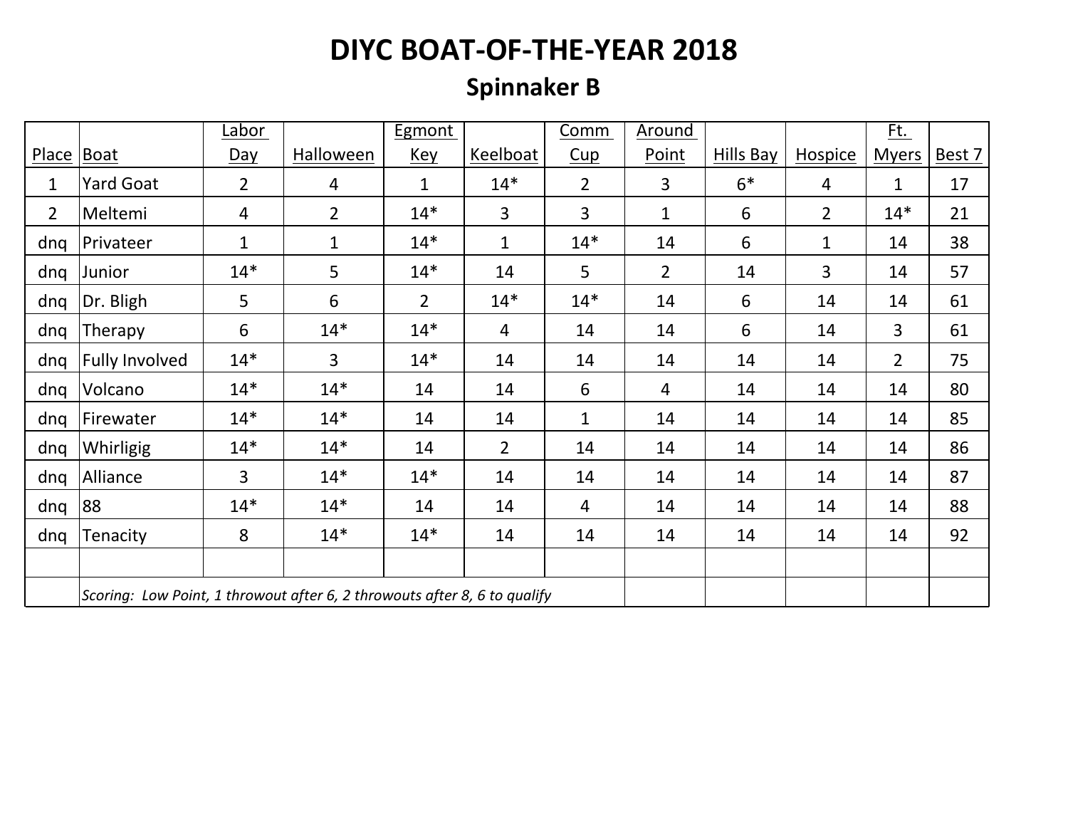# DIYC BOAT-OF-THE-YEAR 2018

## Spinnaker B

| Place | Boat | Labor Day | Halloween | Egmont Key | Keelboat | Comm Cup | Around Point | Hills Bay | Hospice | Ft. Myers | Best 7 |
|---|---|---|---|---|---|---|---|---|---|---|---|
| 1 | Yard Goat | 2 | 4 | 1 | 14* | 2 | 3 | 6* | 4 | 1 | 17 |
| 2 | Meltemi | 4 | 2 | 14* | 3 | 3 | 1 | 6 | 2 | 14* | 21 |
| dnq | Privateer | 1 | 1 | 14* | 1 | 14* | 14 | 6 | 1 | 14 | 38 |
| dnq | Junior | 14* | 5 | 14* | 14 | 5 | 2 | 14 | 3 | 14 | 57 |
| dnq | Dr. Bligh | 5 | 6 | 2 | 14* | 14* | 14 | 6 | 14 | 14 | 61 |
| dnq | Therapy | 6 | 14* | 14* | 4 | 14 | 14 | 6 | 14 | 3 | 61 |
| dnq | Fully Involved | 14* | 3 | 14* | 14 | 14 | 14 | 14 | 14 | 2 | 75 |
| dnq | Volcano | 14* | 14* | 14 | 14 | 6 | 4 | 14 | 14 | 14 | 80 |
| dnq | Firewater | 14* | 14* | 14 | 14 | 1 | 14 | 14 | 14 | 14 | 85 |
| dnq | Whirligig | 14* | 14* | 14 | 2 | 14 | 14 | 14 | 14 | 14 | 86 |
| dnq | Alliance | 3 | 14* | 14* | 14 | 14 | 14 | 14 | 14 | 14 | 87 |
| dnq | 88 | 14* | 14* | 14 | 14 | 4 | 14 | 14 | 14 | 14 | 88 |
| dnq | Tenacity | 8 | 14* | 14* | 14 | 14 | 14 | 14 | 14 | 14 | 92 |
| | | | | | | | | | | | |
| | *Scoring: Low Point, 1 throwout after 6, 2 throwouts after 8, 6 to qualify* | | | | | | | | | | |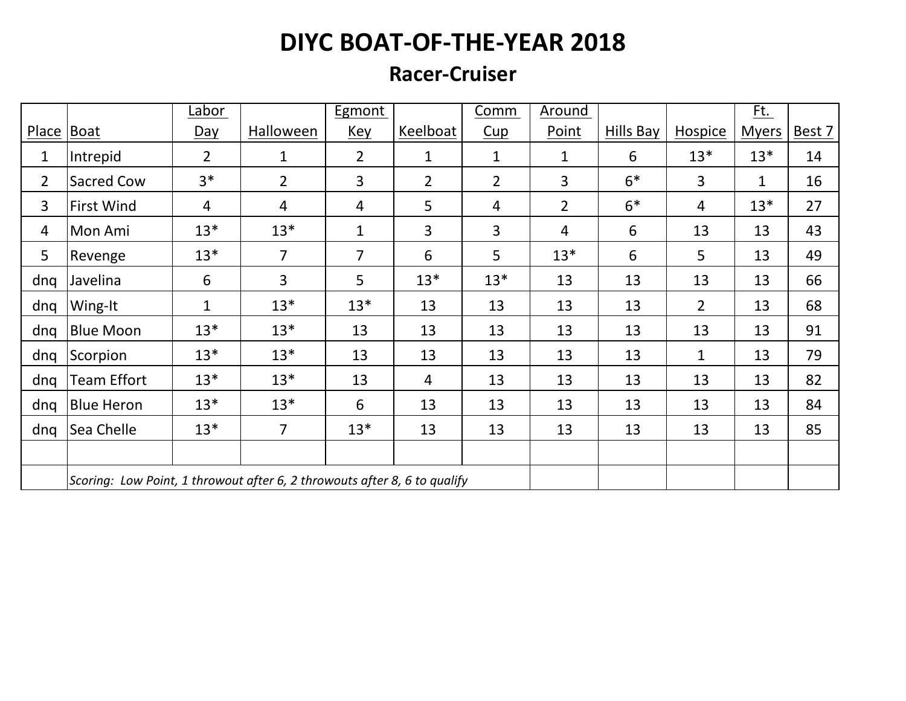# DIYC BOAT-OF-THE-YEAR 2018

## Racer-Cruiser

| Place | Boat | Labor Day | Halloween | Egmont Key | Keelboat | Comm Cup | Around Point | Hills Bay | Hospice | Ft. Myers | Best 7 |
|---|---|---|---|---|---|---|---|---|---|---|---|
| 1 | Intrepid | 2 | 1 | 2 | 1 | 1 | 1 | 6 | 13* | 13* | 14 |
| 2 | Sacred Cow | 3* | 2 | 3 | 2 | 2 | 3 | 6* | 3 | 1 | 16 |
| 3 | First Wind | 4 | 4 | 4 | 5 | 4 | 2 | 6* | 4 | 13* | 27 |
| 4 | Mon Ami | 13* | 13* | 1 | 3 | 3 | 4 | 6 | 13 | 13 | 43 |
| 5 | Revenge | 13* | 7 | 7 | 6 | 5 | 13* | 6 | 5 | 13 | 49 |
| dnq | Javelina | 6 | 3 | 5 | 13* | 13* | 13 | 13 | 13 | 13 | 66 |
| dnq | Wing-It | 1 | 13* | 13* | 13 | 13 | 13 | 13 | 2 | 13 | 68 |
| dnq | Blue Moon | 13* | 13* | 13 | 13 | 13 | 13 | 13 | 13 | 13 | 91 |
| dnq | Scorpion | 13* | 13* | 13 | 13 | 13 | 13 | 13 | 1 | 13 | 79 |
| dnq | Team Effort | 13* | 13* | 13 | 4 | 13 | 13 | 13 | 13 | 13 | 82 |
| dnq | Blue Heron | 13* | 13* | 6 | 13 | 13 | 13 | 13 | 13 | 13 | 84 |
| dnq | Sea Chelle | 13* | 7 | 13* | 13 | 13 | 13 | 13 | 13 | 13 | 85 |
| | | | | | | | | | | | |
| | *Scoring: Low Point, 1 throwout after 6, 2 throwouts after 8, 6 to qualify* | | | | | | | | | | |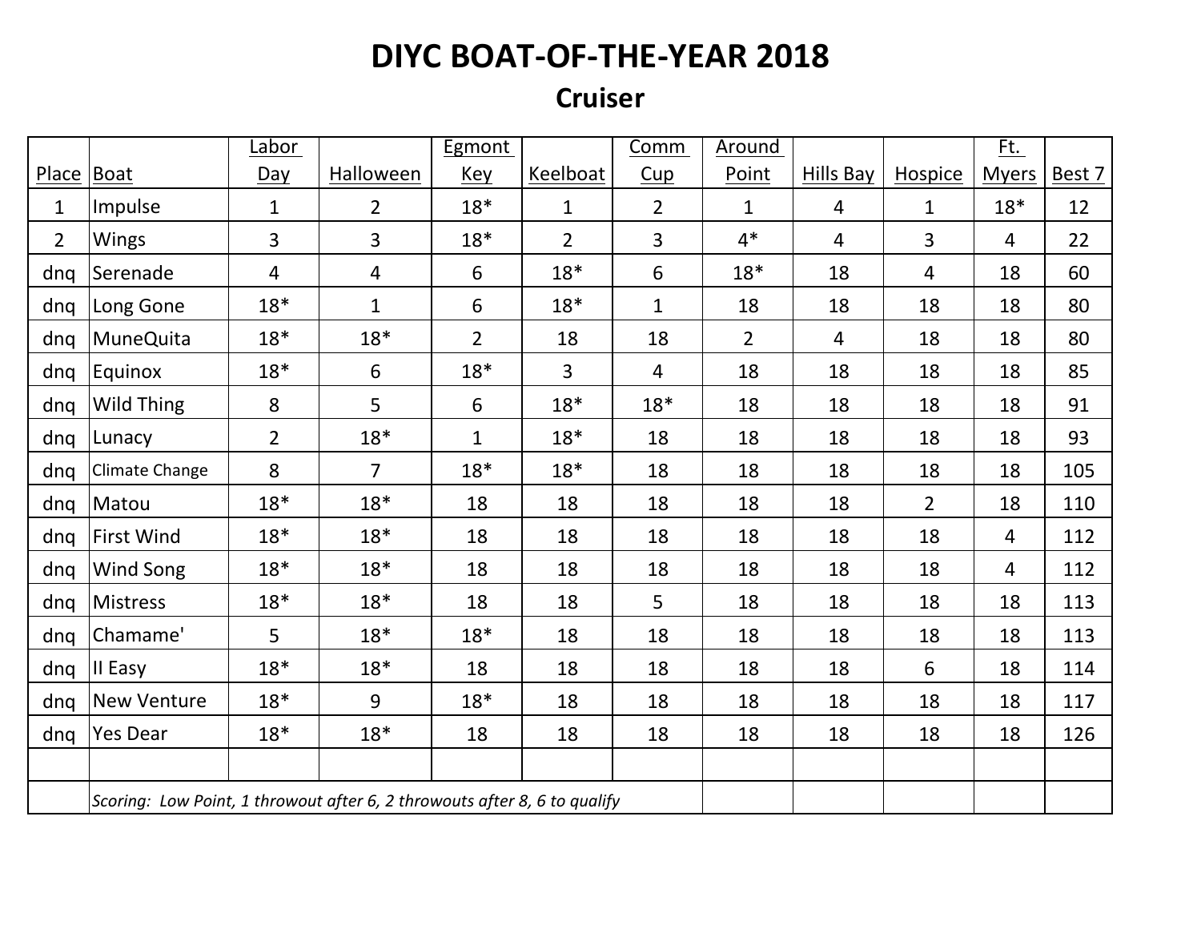# DIYC BOAT-OF-THE-YEAR 2018

## Cruiser

| Place | Boat | Labor Day | Halloween | Egmont Key | Keelboat | Comm Cup | Around Point | Hills Bay | Hospice | Ft. Myers | Best 7 |
|---|---|---|---|---|---|---|---|---|---|---|---|
| 1 | Impulse | 1 | 2 | 18* | 1 | 2 | 1 | 4 | 1 | 18* | 12 |
| 2 | Wings | 3 | 3 | 18* | 2 | 3 | 4* | 4 | 3 | 4 | 22 |
| dnq | Serenade | 4 | 4 | 6 | 18* | 6 | 18* | 18 | 4 | 18 | 60 |
| dnq | Long Gone | 18* | 1 | 6 | 18* | 1 | 18 | 18 | 18 | 18 | 80 |
| dnq | MuneQuita | 18* | 18* | 2 | 18 | 18 | 2 | 4 | 18 | 18 | 80 |
| dnq | Equinox | 18* | 6 | 18* | 3 | 4 | 18 | 18 | 18 | 18 | 85 |
| dnq | Wild Thing | 8 | 5 | 6 | 18* | 18* | 18 | 18 | 18 | 18 | 91 |
| dnq | Lunacy | 2 | 18* | 1 | 18* | 18 | 18 | 18 | 18 | 18 | 93 |
| dnq | Climate Change | 8 | 7 | 18* | 18* | 18 | 18 | 18 | 18 | 18 | 105 |
| dnq | Matou | 18* | 18* | 18 | 18 | 18 | 18 | 18 | 2 | 18 | 110 |
| dnq | First Wind | 18* | 18* | 18 | 18 | 18 | 18 | 18 | 18 | 4 | 112 |
| dnq | Wind Song | 18* | 18* | 18 | 18 | 18 | 18 | 18 | 18 | 4 | 112 |
| dnq | Mistress | 18* | 18* | 18 | 18 | 5 | 18 | 18 | 18 | 18 | 113 |
| dnq | Chamame' | 5 | 18* | 18* | 18 | 18 | 18 | 18 | 18 | 18 | 113 |
| dnq | II Easy | 18* | 18* | 18 | 18 | 18 | 18 | 18 | 6 | 18 | 114 |
| dnq | New Venture | 18* | 9 | 18* | 18 | 18 | 18 | 18 | 18 | 18 | 117 |
| dnq | Yes Dear | 18* | 18* | 18 | 18 | 18 | 18 | 18 | 18 | 18 | 126 |
| | | | | | | | | | | | |
| | *Scoring: Low Point, 1 throwout after 6, 2 throwouts after 8, 6 to qualify* | | | | | | | | | | |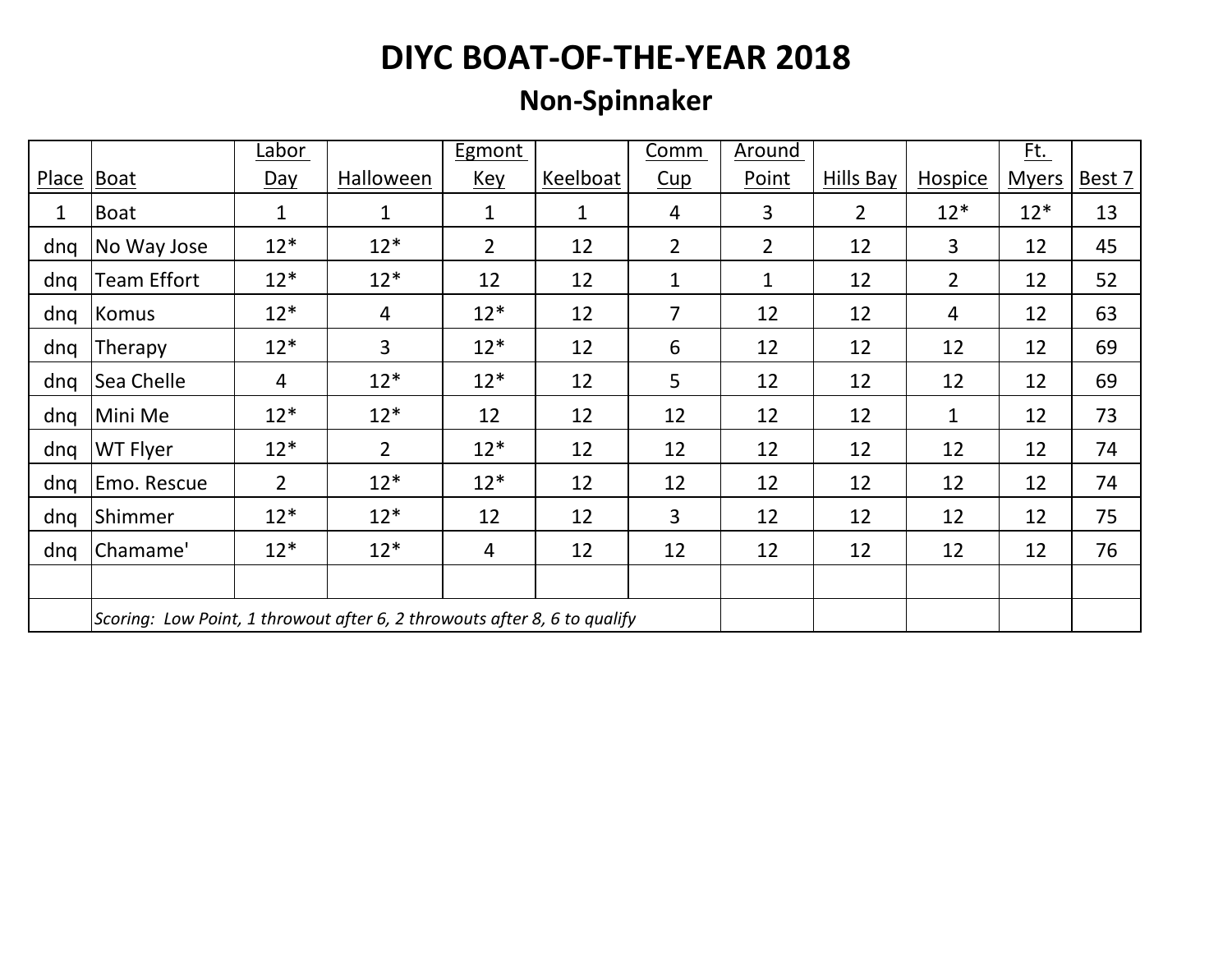# DIYC BOAT-OF-THE-YEAR 2018

## Non-Spinnaker

| Place | Boat | Labor Day | Halloween | Egmont Key | Keelboat | Comm Cup | Around Point | Hills Bay | Hospice | Ft. Myers | Best 7 |
|---|---|---|---|---|---|---|---|---|---|---|---|
| 1 | Boat | 1 | 1 | 1 | 1 | 4 | 3 | 2 | 12* | 12* | 13 |
| dnq | No Way Jose | 12* | 12* | 2 | 12 | 2 | 2 | 12 | 3 | 12 | 45 |
| dnq | Team Effort | 12* | 12* | 12 | 12 | 1 | 1 | 12 | 2 | 12 | 52 |
| dnq | Komus | 12* | 4 | 12* | 12 | 7 | 12 | 12 | 4 | 12 | 63 |
| dnq | Therapy | 12* | 3 | 12* | 12 | 6 | 12 | 12 | 12 | 12 | 69 |
| dnq | Sea Chelle | 4 | 12* | 12* | 12 | 5 | 12 | 12 | 12 | 12 | 69 |
| dnq | Mini Me | 12* | 12* | 12 | 12 | 12 | 12 | 12 | 1 | 12 | 73 |
| dnq | WT Flyer | 12* | 2 | 12* | 12 | 12 | 12 | 12 | 12 | 12 | 74 |
| dnq | Emo. Rescue | 2 | 12* | 12* | 12 | 12 | 12 | 12 | 12 | 12 | 74 |
| dnq | Shimmer | 12* | 12* | 12 | 12 | 3 | 12 | 12 | 12 | 12 | 75 |
| dnq | Chamame' | 12* | 12* | 4 | 12 | 12 | 12 | 12 | 12 | 12 | 76 |
| | | | | | | | | | | | |
| | *Scoring: Low Point, 1 throwout after 6, 2 throwouts after 8, 6 to qualify* | | | | | | | | | | |